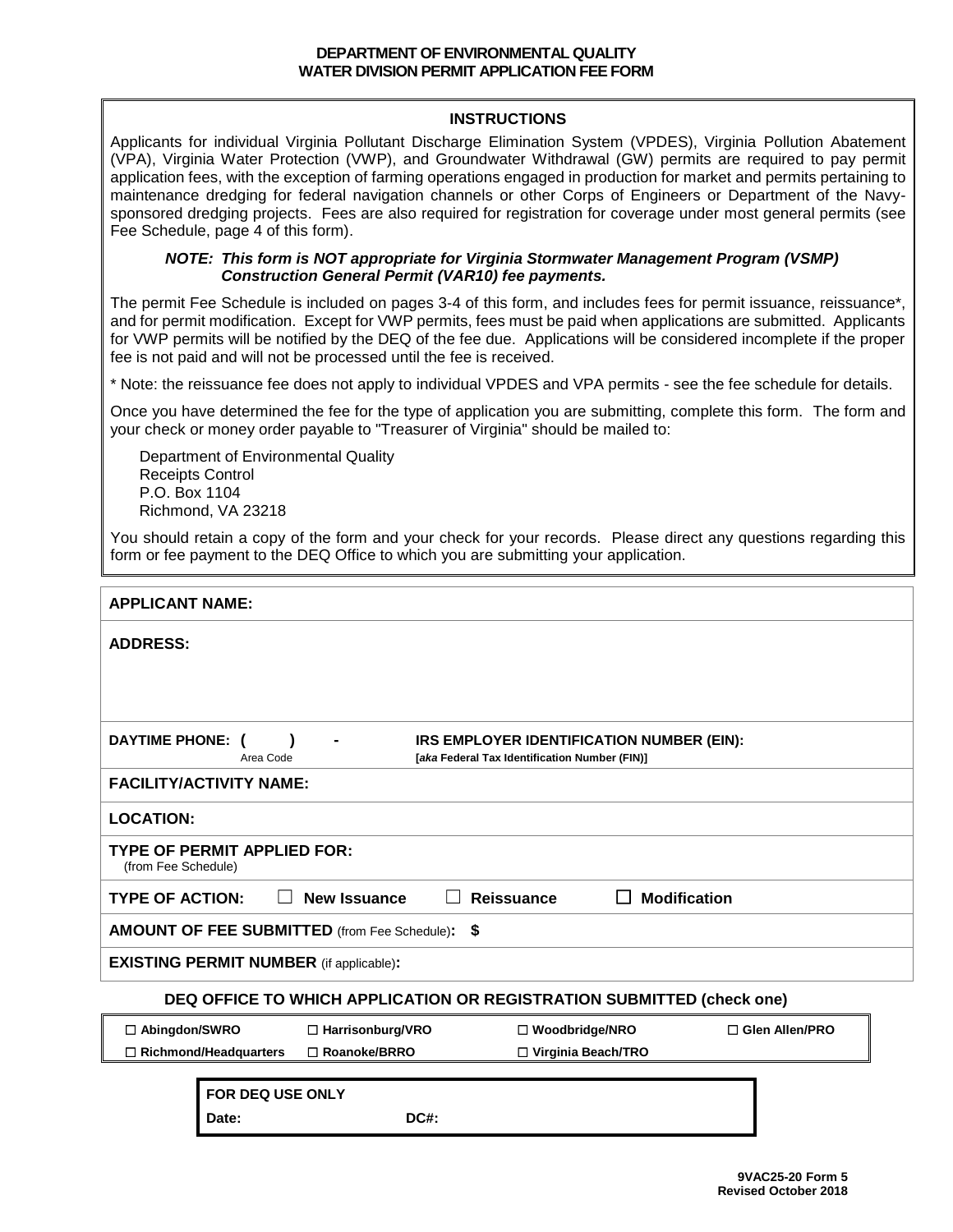**DEPARTMENT OF ENVIRONMENTAL QUALITY**
**WATER DIVISION PERMIT APPLICATION FEE FORM**

## INSTRUCTIONS

Applicants for individual Virginia Pollutant Discharge Elimination System (VPDES), Virginia Pollution Abatement (VPA), Virginia Water Protection (VWP), and Groundwater Withdrawal (GW) permits are required to pay permit application fees, with the exception of farming operations engaged in production for market and permits pertaining to maintenance dredging for federal navigation channels or other Corps of Engineers or Department of the Navy-sponsored dredging projects. Fees are also required for registration for coverage under most general permits (see Fee Schedule, page 4 of this form).

***NOTE: This form is NOT appropriate for Virginia Stormwater Management Program (VSMP) Construction General Permit (VAR10) fee payments.***

The permit Fee Schedule is included on pages 3-4 of this form, and includes fees for permit issuance, reissuance*, and for permit modification. Except for VWP permits, fees must be paid when applications are submitted. Applicants for VWP permits will be notified by the DEQ of the fee due. Applications will be considered incomplete if the proper fee is not paid and will not be processed until the fee is received.

* Note: the reissuance fee does not apply to individual VPDES and VPA permits - see the fee schedule for details.

Once you have determined the fee for the type of application you are submitting, complete this form. The form and your check or money order payable to "Treasurer of Virginia" should be mailed to:

Department of Environmental Quality
Receipts Control
P.O. Box 1104
Richmond, VA 23218

You should retain a copy of the form and your check for your records. Please direct any questions regarding this form or fee payment to the DEQ Office to which you are submitting your application.

**APPLICANT NAME:**

**ADDRESS:**

**DAYTIME PHONE:** ( &nbsp;&nbsp; ) &nbsp;&nbsp; -
Area Code

**IRS EMPLOYER IDENTIFICATION NUMBER (EIN):**
**[*aka* Federal Tax Identification Number (FIN)]**

**FACILITY/ACTIVITY NAME:**

**LOCATION:**

**TYPE OF PERMIT APPLIED FOR:**
(from Fee Schedule)

**TYPE OF ACTION:** ☐ **New Issuance** ☐ **Reissuance** ☐ **Modification**

**AMOUNT OF FEE SUBMITTED** (from Fee Schedule)**: $**

**EXISTING PERMIT NUMBER** (if applicable)**:**

**DEQ OFFICE TO WHICH APPLICATION OR REGISTRATION SUBMITTED (check one)**

| | | | |
|---|---|---|---|
| ☐ **Abingdon/SWRO** | ☐ **Harrisonburg/VRO** | ☐ **Woodbridge/NRO** | ☐ **Glen Allen/PRO** |
| ☐ **Richmond/Headquarters** | ☐ **Roanoke/BRRO** | ☐ **Virginia Beach/TRO** | |

**FOR DEQ USE ONLY**
**Date:** &nbsp;&nbsp;&nbsp;&nbsp; **DC#:**

**9VAC25-20 Form 5**
**Revised October 2018**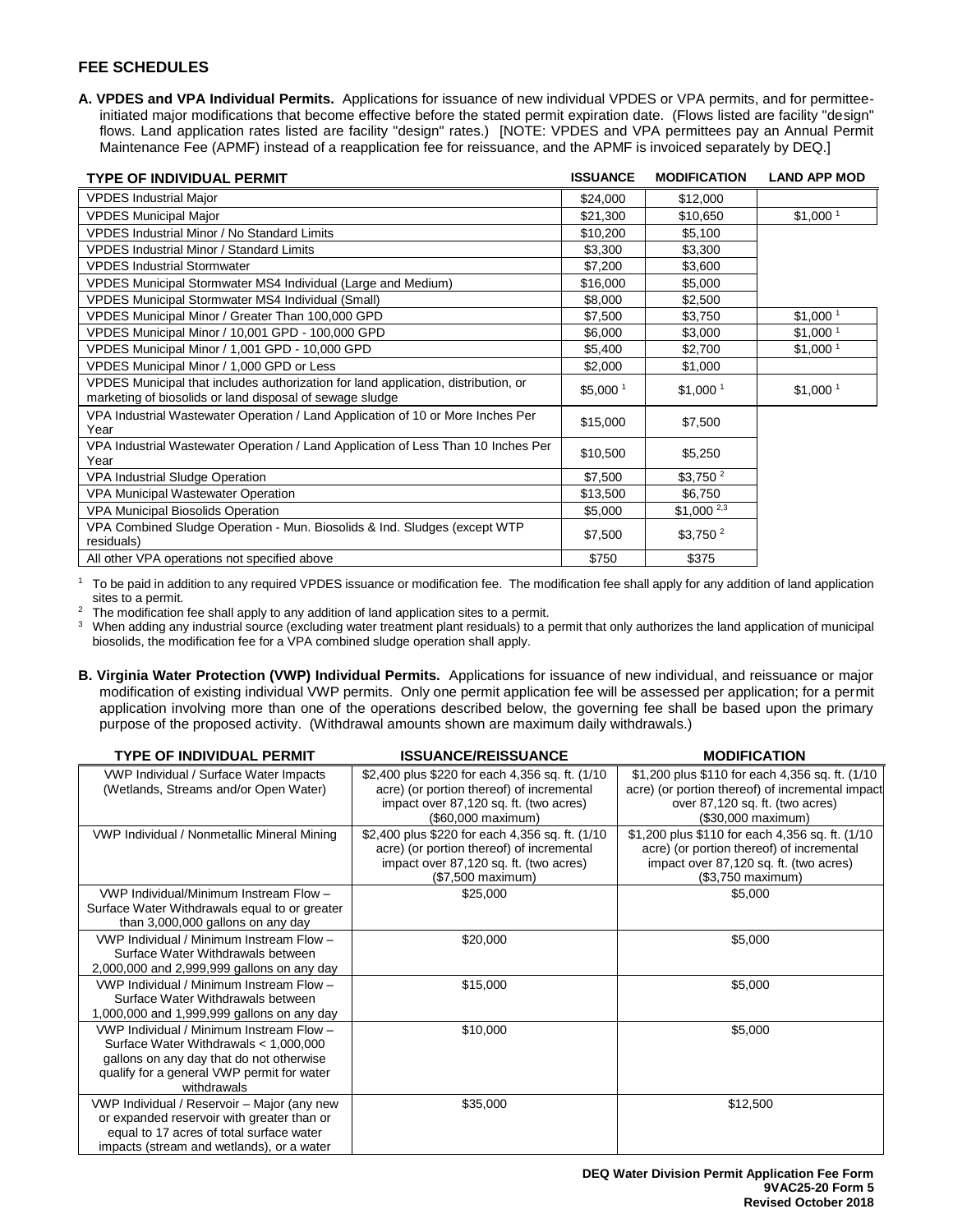## FEE SCHEDULES

**A. VPDES and VPA Individual Permits.** Applications for issuance of new individual VPDES or VPA permits, and for permittee-initiated major modifications that become effective before the stated permit expiration date. (Flows listed are facility "design" flows. Land application rates listed are facility "design" rates.) [NOTE: VPDES and VPA permittees pay an Annual Permit Maintenance Fee (APMF) instead of a reapplication fee for reissuance, and the APMF is invoiced separately by DEQ.]

| TYPE OF INDIVIDUAL PERMIT | ISSUANCE | MODIFICATION | LAND APP MOD |
|---|---|---|---|
| VPDES Industrial Major | $24,000 | $12,000 | |
| VPDES Municipal Major | $21,300 | $10,650 | $1,000 [1] |
| VPDES Industrial Minor / No Standard Limits | $10,200 | $5,100 | |
| VPDES Industrial Minor / Standard Limits | $3,300 | $3,300 | |
| VPDES Industrial Stormwater | $7,200 | $3,600 | |
| VPDES Municipal Stormwater MS4 Individual (Large and Medium) | $16,000 | $5,000 | |
| VPDES Municipal Stormwater MS4 Individual (Small) | $8,000 | $2,500 | |
| VPDES Municipal Minor / Greater Than 100,000 GPD | $7,500 | $3,750 | $1,000 [1] |
| VPDES Municipal Minor / 10,001 GPD - 100,000 GPD | $6,000 | $3,000 | $1,000 [1] |
| VPDES Municipal Minor / 1,001 GPD - 10,000 GPD | $5,400 | $2,700 | $1,000 [1] |
| VPDES Municipal Minor / 1,000 GPD or Less | $2,000 | $1,000 | |
| VPDES Municipal that includes authorization for land application, distribution, or marketing of biosolids or land disposal of sewage sludge | $5,000 [1] | $1,000 [1] | $1,000 [1] |
| VPA Industrial Wastewater Operation / Land Application of 10 or More Inches Per Year | $15,000 | $7,500 | |
| VPA Industrial Wastewater Operation / Land Application of Less Than 10 Inches Per Year | $10,500 | $5,250 | |
| VPA Industrial Sludge Operation | $7,500 | $3,750 [2] | |
| VPA Municipal Wastewater Operation | $13,500 | $6,750 | |
| VPA Municipal Biosolids Operation | $5,000 | $1,000 [2,3] | |
| VPA Combined Sludge Operation - Mun. Biosolids & Ind. Sludges (except WTP residuals) | $7,500 | $3,750 [2] | |
| All other VPA operations not specified above | $750 | $375 | |

[1] To be paid in addition to any required VPDES issuance or modification fee. The modification fee shall apply for any addition of land application sites to a permit.

[2] The modification fee shall apply to any addition of land application sites to a permit.

[3] When adding any industrial source (excluding water treatment plant residuals) to a permit that only authorizes the land application of municipal biosolids, the modification fee for a VPA combined sludge operation shall apply.

**B. Virginia Water Protection (VWP) Individual Permits.** Applications for issuance of new individual, and reissuance or major modification of existing individual VWP permits. Only one permit application fee will be assessed per application; for a permit application involving more than one of the operations described below, the governing fee shall be based upon the primary purpose of the proposed activity. (Withdrawal amounts shown are maximum daily withdrawals.)

| TYPE OF INDIVIDUAL PERMIT | ISSUANCE/REISSUANCE | MODIFICATION |
|---|---|---|
| VWP Individual / Surface Water Impacts (Wetlands, Streams and/or Open Water) | $2,400 plus $220 for each 4,356 sq. ft. (1/10 acre) (or portion thereof) of incremental impact over 87,120 sq. ft. (two acres) ($60,000 maximum) | $1,200 plus $110 for each 4,356 sq. ft. (1/10 acre) (or portion thereof) of incremental impact over 87,120 sq. ft. (two acres) ($30,000 maximum) |
| VWP Individual / Nonmetallic Mineral Mining | $2,400 plus $220 for each 4,356 sq. ft. (1/10 acre) (or portion thereof) of incremental impact over 87,120 sq. ft. (two acres) ($7,500 maximum) | $1,200 plus $110 for each 4,356 sq. ft. (1/10 acre) (or portion thereof) of incremental impact over 87,120 sq. ft. (two acres) ($3,750 maximum) |
| VWP Individual/Minimum Instream Flow – Surface Water Withdrawals equal to or greater than 3,000,000 gallons on any day | $25,000 | $5,000 |
| VWP Individual / Minimum Instream Flow – Surface Water Withdrawals between 2,000,000 and 2,999,999 gallons on any day | $20,000 | $5,000 |
| VWP Individual / Minimum Instream Flow – Surface Water Withdrawals between 1,000,000 and 1,999,999 gallons on any day | $15,000 | $5,000 |
| VWP Individual / Minimum Instream Flow – Surface Water Withdrawals < 1,000,000 gallons on any day that do not otherwise qualify for a general VWP permit for water withdrawals | $10,000 | $5,000 |
| VWP Individual / Reservoir – Major (any new or expanded reservoir with greater than or equal to 17 acres of total surface water impacts (stream and wetlands), or a water | $35,000 | $12,500 |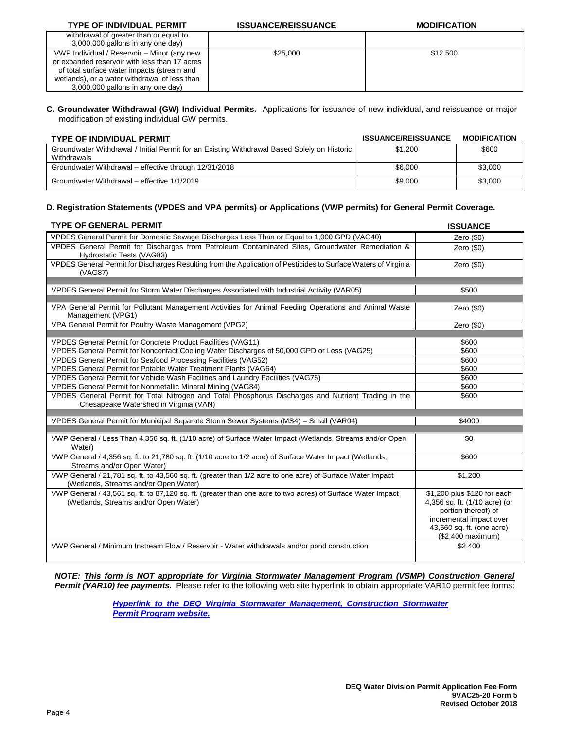| TYPE OF INDIVIDUAL PERMIT | ISSUANCE/REISSUANCE | MODIFICATION |
|---|---|---|
| withdrawal of greater than or equal to 3,000,000 gallons in any one day) | | |
| VWP Individual / Reservoir – Minor (any new or expanded reservoir with less than 17 acres of total surface water impacts (stream and wetlands), or a water withdrawal of less than 3,000,000 gallons in any one day) | $25,000 | $12,500 |

**C. Groundwater Withdrawal (GW) Individual Permits.** Applications for issuance of new individual, and reissuance or major modification of existing individual GW permits.

| TYPE OF INDIVIDUAL PERMIT | ISSUANCE/REISSUANCE | MODIFICATION |
|---|---|---|
| Groundwater Withdrawal / Initial Permit for an Existing Withdrawal Based Solely on Historic Withdrawals | $1,200 | $600 |
| Groundwater Withdrawal – effective through 12/31/2018 | $6,000 | $3,000 |
| Groundwater Withdrawal – effective 1/1/2019 | $9,000 | $3,000 |

**D. Registration Statements (VPDES and VPA permits) or Applications (VWP permits) for General Permit Coverage.**

| TYPE OF GENERAL PERMIT | ISSUANCE |
|---|---|
| VPDES General Permit for Domestic Sewage Discharges Less Than or Equal to 1,000 GPD (VAG40) | Zero ($0) |
| VPDES General Permit for Discharges from Petroleum Contaminated Sites, Groundwater Remediation & Hydrostatic Tests (VAG83) | Zero ($0) |
| VPDES General Permit for Discharges Resulting from the Application of Pesticides to Surface Waters of Virginia (VAG87) | Zero ($0) |
| | |
| VPDES General Permit for Storm Water Discharges Associated with Industrial Activity (VAR05) | $500 |
| | |
| VPA General Permit for Pollutant Management Activities for Animal Feeding Operations and Animal Waste Management (VPG1) | Zero ($0) |
| VPA General Permit for Poultry Waste Management (VPG2) | Zero ($0) |
| | |
| VPDES General Permit for Concrete Product Facilities (VAG11) | $600 |
| VPDES General Permit for Noncontact Cooling Water Discharges of 50,000 GPD or Less (VAG25) | $600 |
| VPDES General Permit for Seafood Processing Facilities (VAG52) | $600 |
| VPDES General Permit for Potable Water Treatment Plants (VAG64) | $600 |
| VPDES General Permit for Vehicle Wash Facilities and Laundry Facilities (VAG75) | $600 |
| VPDES General Permit for Nonmetallic Mineral Mining (VAG84) | $600 |
| VPDES General Permit for Total Nitrogen and Total Phosphorus Discharges and Nutrient Trading in the Chesapeake Watershed in Virginia (VAN) | $600 |
| | |
| VPDES General Permit for Municipal Separate Storm Sewer Systems (MS4) – Small (VAR04) | $4000 |
| | |
| VWP General / Less Than 4,356 sq. ft. (1/10 acre) of Surface Water Impact (Wetlands, Streams and/or Open Water) | $0 |
| VWP General / 4,356 sq. ft. to 21,780 sq. ft. (1/10 acre to 1/2 acre) of Surface Water Impact (Wetlands, Streams and/or Open Water) | $600 |
| VWP General / 21,781 sq. ft. to 43,560 sq. ft. (greater than 1/2 acre to one acre) of Surface Water Impact (Wetlands, Streams and/or Open Water) | $1,200 |
| VWP General / 43,561 sq. ft. to 87,120 sq. ft. (greater than one acre to two acres) of Surface Water Impact (Wetlands, Streams and/or Open Water) | $1,200 plus $120 for each 4,356 sq. ft. (1/10 acre) (or portion thereof) of incremental impact over 43,560 sq. ft. (one acre) ($2,400 maximum) |
| VWP General / Minimum Instream Flow / Reservoir - Water withdrawals and/or pond construction | $2,400 |

***NOTE: This form is NOT appropriate for Virginia Stormwater Management Program (VSMP) Construction General Permit (VAR10) fee payments.*** Please refer to the following web site hyperlink to obtain appropriate VAR10 permit fee forms:

***Hyperlink to the DEQ Virginia Stormwater Management, Construction Stormwater Permit Program website.***

**DEQ Water Division Permit Application Fee Form**
**9VAC25-20 Form 5**
**Revised October 2018**